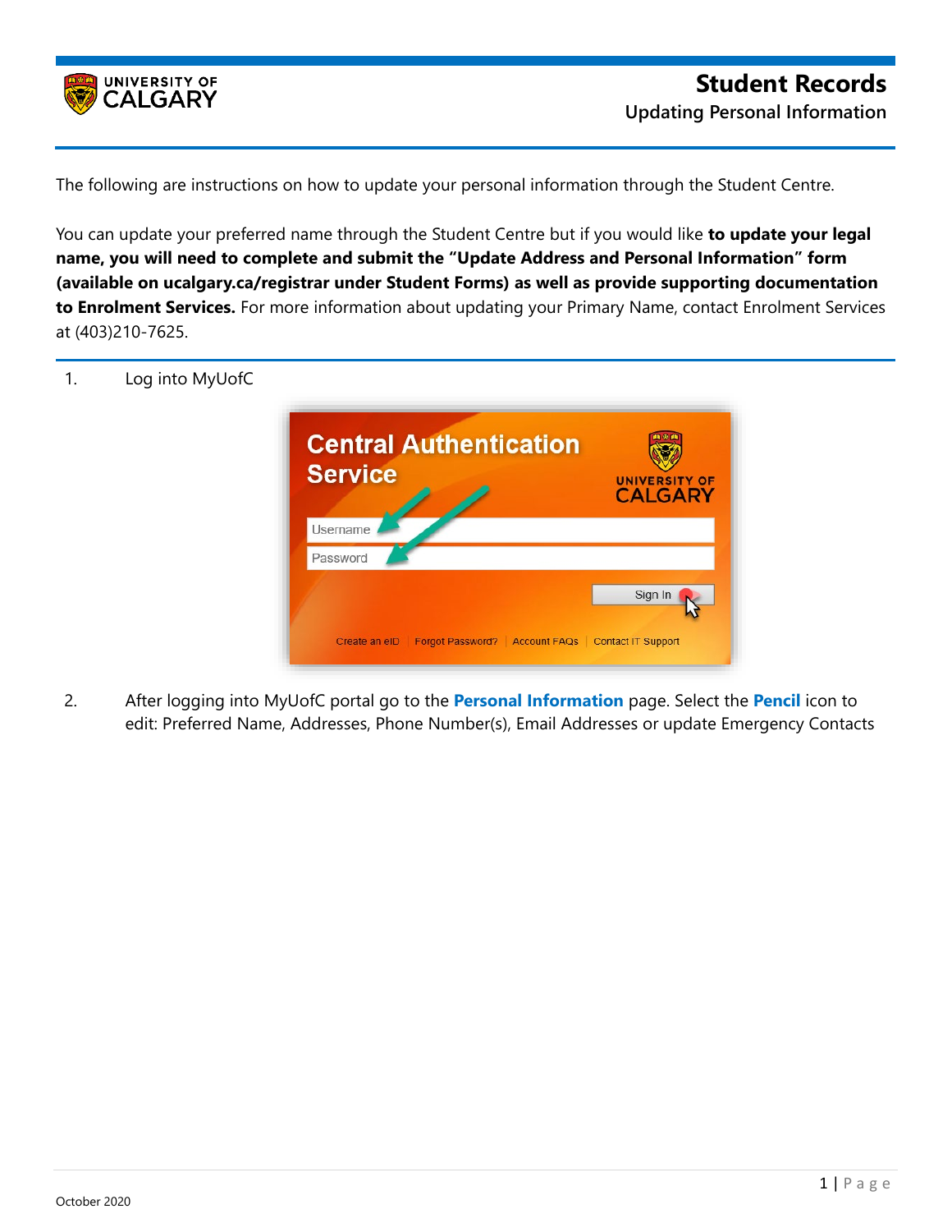# Student Records

## Updating Personal Information

The following are instructions on how to update your personal information through the Student Centre.

You can update your preferred name through the Student Centre but if you would like **to update your legal name, you will need to complete and submit the "Update Address and Personal Information" form (available on ucalgary.ca/registrar under Student Forms) as well as provide supporting documentation to Enrolment Services.** For more information about updating your Primary Name, contact Enrolment Services at (403)210-7625.

1. Log into MyUofC

2. After logging into MyUofC portal go to the **Personal Information** page. Select the **Pencil** icon to edit: Preferred Name, Addresses, Phone Number(s), Email Addresses or update Emergency Contacts

October 2020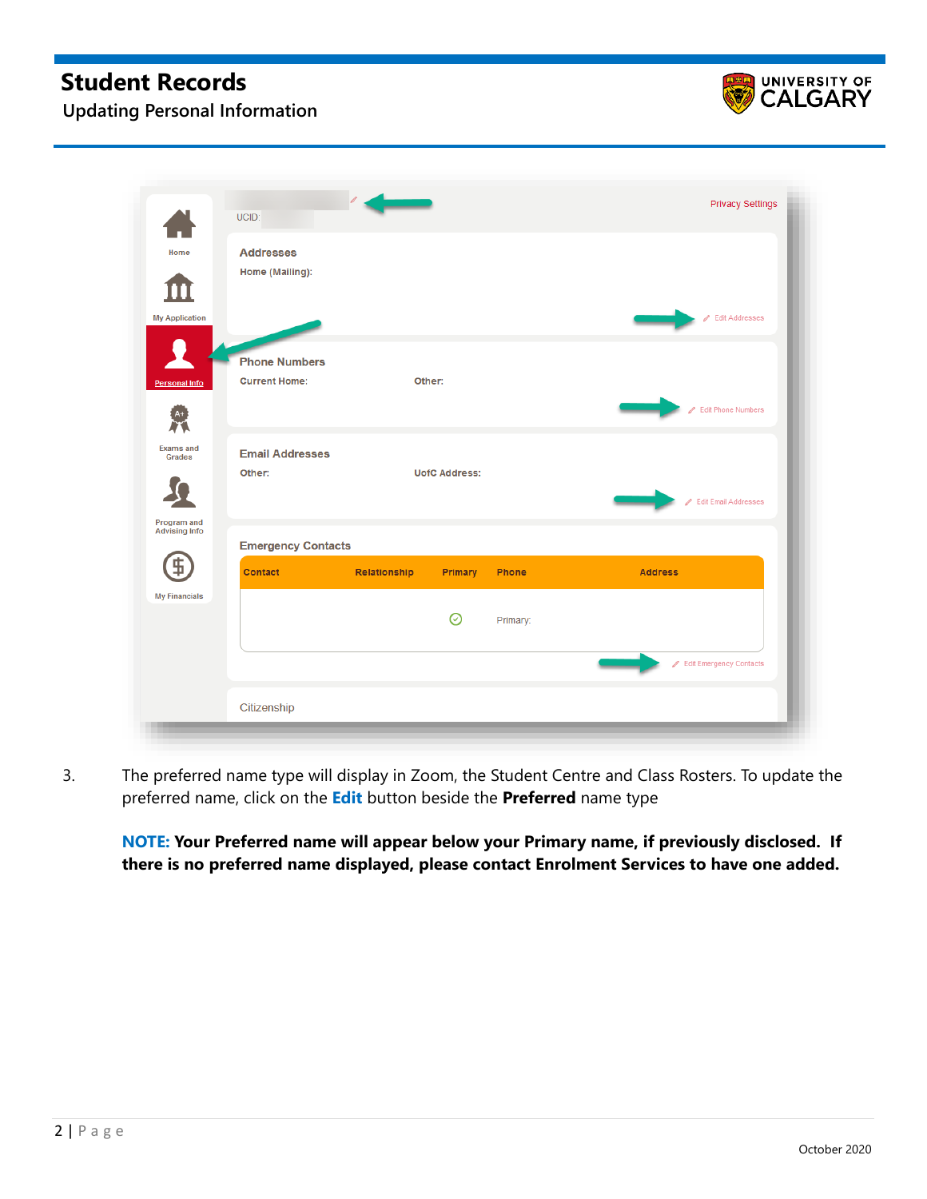3. The preferred name type will display in Zoom, the Student Centre and Class Rosters. To update the preferred name, click on the **Edit** button beside the **Preferred** name type

   **NOTE: Your Preferred name will appear below your Primary name, if previously disclosed. If there is no preferred name displayed, please contact Enrolment Services to have one added.**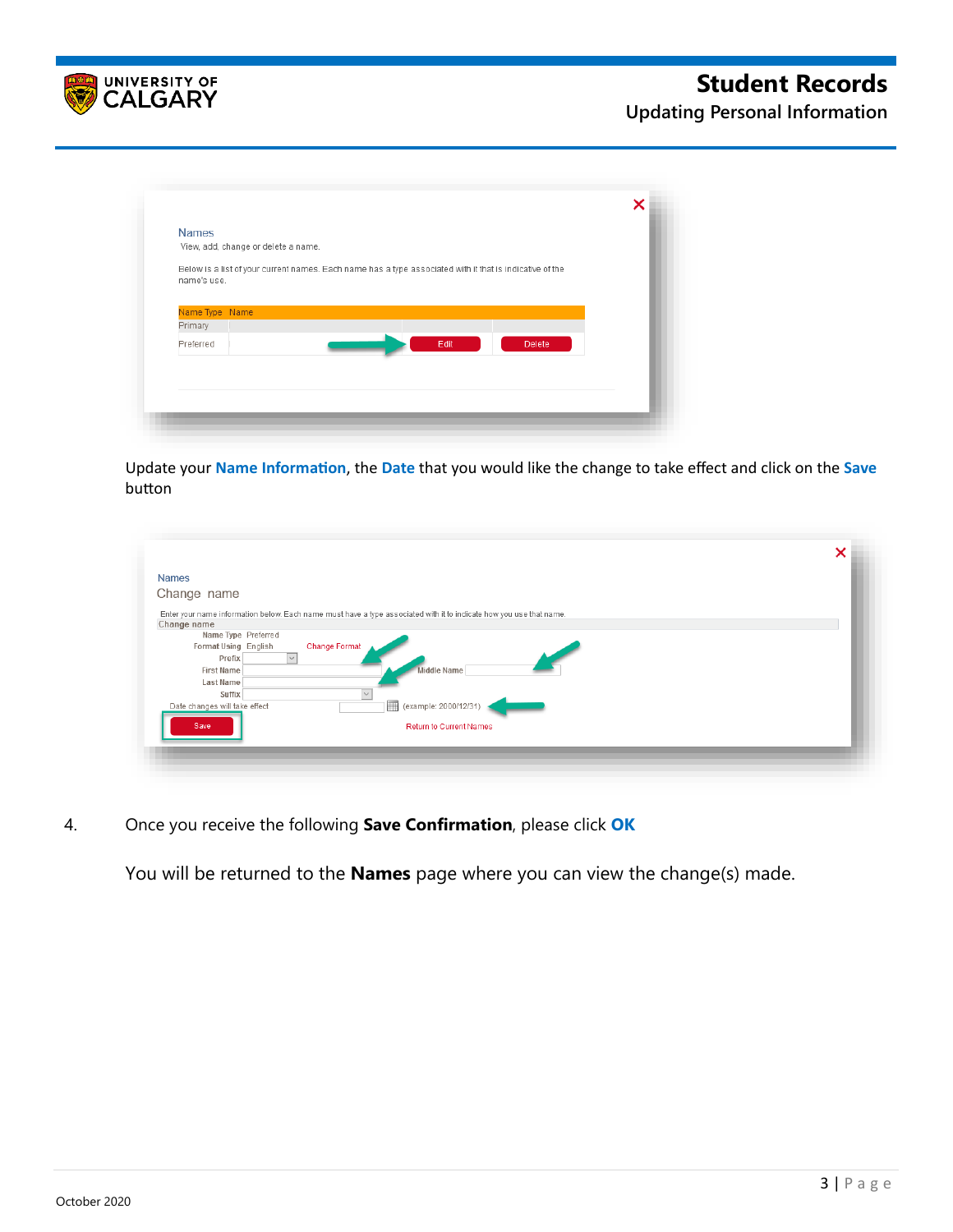Update your **Name Information**, the **Date** that you would like the change to take effect and click on the **Save** button

4. Once you receive the following **Save Confirmation**, please click **OK**

   You will be returned to the **Names** page where you can view the change(s) made.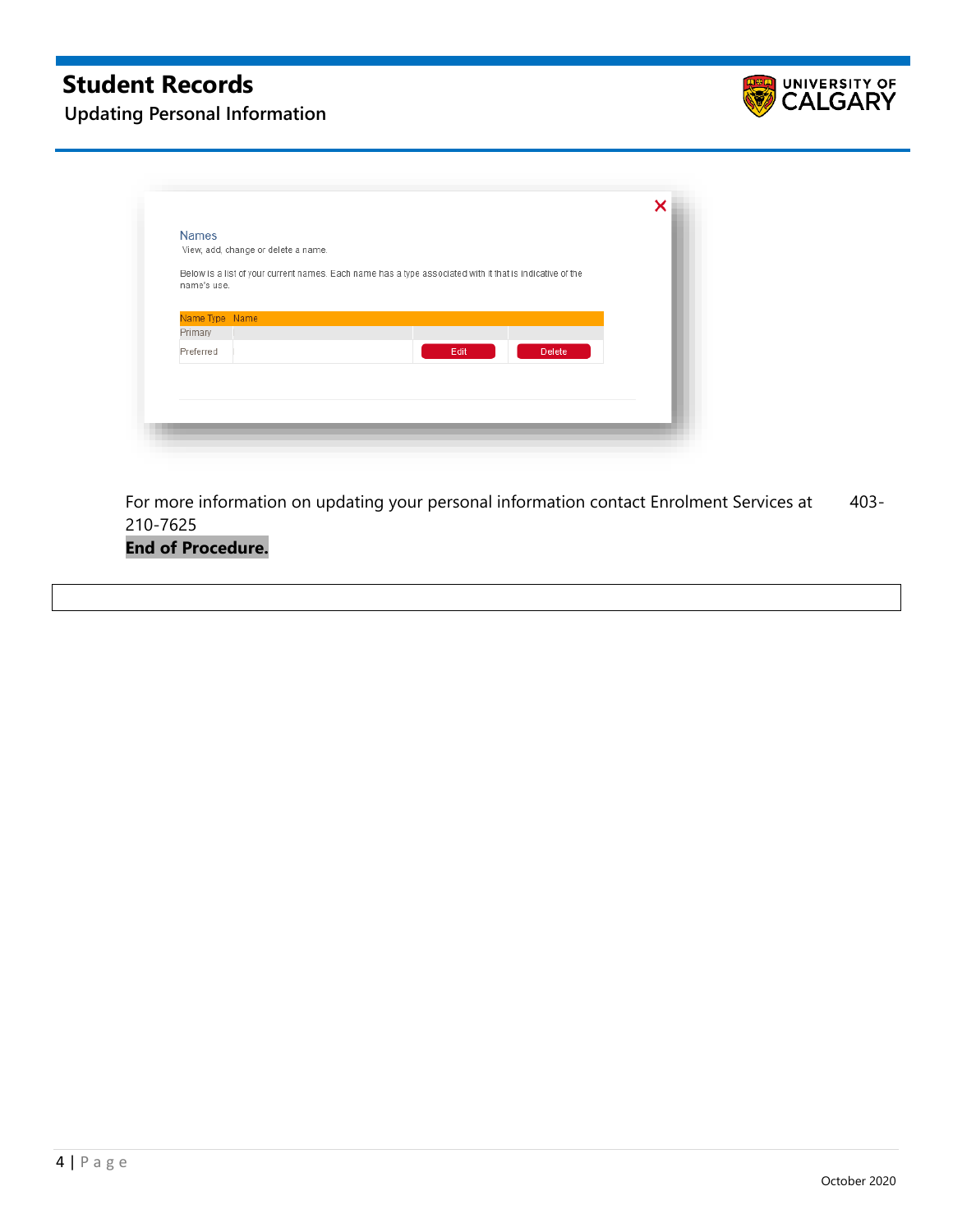Names

View, add, change or delete a name.

Below is a list of your current names. Each name has a type associated with it that is indicative of the name's use.

| Name Type | Name | | |
|---|---|---|---|
| Primary | | | |
| Preferred | | Edit | Delete |

For more information on updating your personal information contact Enrolment Services at 403-210-7625

**End of Procedure.**